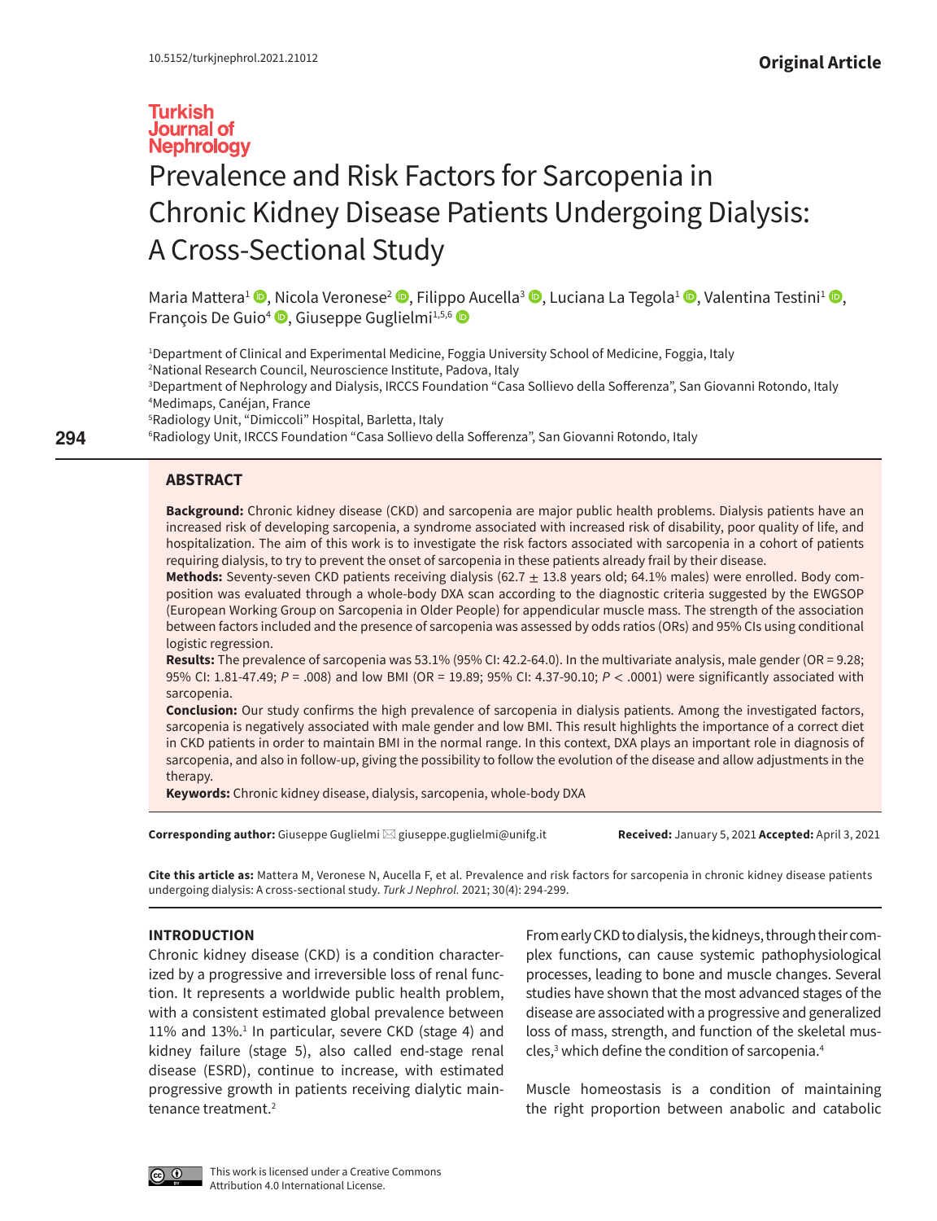10.5152/turkjnephrol.2021.21012

**Original Article**

# Prevalence and Risk Factors for Sarcopenia in Chronic Kidney Disease Patients Undergoing Dialysis: A Cross-Sectional Study

Maria Mattera[1], Nicola Veronese[2], Filippo Aucella[3], Luciana La Tegola[1], Valentina Testini[1], François De Guio[4], Giuseppe Guglielmi[1,5,6]

[1]Department of Clinical and Experimental Medicine, Foggia University School of Medicine, Foggia, Italy
[2]National Research Council, Neuroscience Institute, Padova, Italy
[3]Department of Nephrology and Dialysis, IRCCS Foundation "Casa Sollievo della Sofferenza", San Giovanni Rotondo, Italy
[4]Medimaps, Canéjan, France
[5]Radiology Unit, "Dimiccoli" Hospital, Barletta, Italy
[6]Radiology Unit, IRCCS Foundation "Casa Sollievo della Sofferenza", San Giovanni Rotondo, Italy

## ABSTRACT

**Background:** Chronic kidney disease (CKD) and sarcopenia are major public health problems. Dialysis patients have an increased risk of developing sarcopenia, a syndrome associated with increased risk of disability, poor quality of life, and hospitalization. The aim of this work is to investigate the risk factors associated with sarcopenia in a cohort of patients requiring dialysis, to try to prevent the onset of sarcopenia in these patients already frail by their disease.

**Methods:** Seventy-seven CKD patients receiving dialysis (62.7 $\pm$ 13.8 years old; 64.1% males) were enrolled. Body composition was evaluated through a whole-body DXA scan according to the diagnostic criteria suggested by the EWGSOP (European Working Group on Sarcopenia in Older People) for appendicular muscle mass. The strength of the association between factors included and the presence of sarcopenia was assessed by odds ratios (ORs) and 95% CIs using conditional logistic regression.

**Results:** The prevalence of sarcopenia was 53.1% (95% CI: 42.2-64.0). In the multivariate analysis, male gender (OR = 9.28; 95% CI: 1.81-47.49; $P$ = .008) and low BMI (OR = 19.89; 95% CI: 4.37-90.10; $P$ < .0001) were significantly associated with sarcopenia.

**Conclusion:** Our study confirms the high prevalence of sarcopenia in dialysis patients. Among the investigated factors, sarcopenia is negatively associated with male gender and low BMI. This result highlights the importance of a correct diet in CKD patients in order to maintain BMI in the normal range. In this context, DXA plays an important role in diagnosis of sarcopenia, and also in follow-up, giving the possibility to follow the evolution of the disease and allow adjustments in the therapy.

**Keywords:** Chronic kidney disease, dialysis, sarcopenia, whole-body DXA

**Corresponding author:** Giuseppe Guglielmi giuseppe.guglielmi@unifg.it

**Received:** January 5, 2021 **Accepted:** April 3, 2021

**Cite this article as:** Mattera M, Veronese N, Aucella F, et al. Prevalence and risk factors for sarcopenia in chronic kidney disease patients undergoing dialysis: A cross-sectional study. *Turk J Nephrol.* 2021; 30(4): 294-299.

## INTRODUCTION

Chronic kidney disease (CKD) is a condition characterized by a progressive and irreversible loss of renal function. It represents a worldwide public health problem, with a consistent estimated global prevalence between 11% and 13%.[1] In particular, severe CKD (stage 4) and kidney failure (stage 5), also called end-stage renal disease (ESRD), continue to increase, with estimated progressive growth in patients receiving dialytic maintenance treatment.[2]

From early CKD to dialysis, the kidneys, through their complex functions, can cause systemic pathophysiological processes, leading to bone and muscle changes. Several studies have shown that the most advanced stages of the disease are associated with a progressive and generalized loss of mass, strength, and function of the skeletal muscles,[3] which define the condition of sarcopenia.[4]

Muscle homeostasis is a condition of maintaining the right proportion between anabolic and catabolic

This work is licensed under a Creative Commons Attribution 4.0 International License.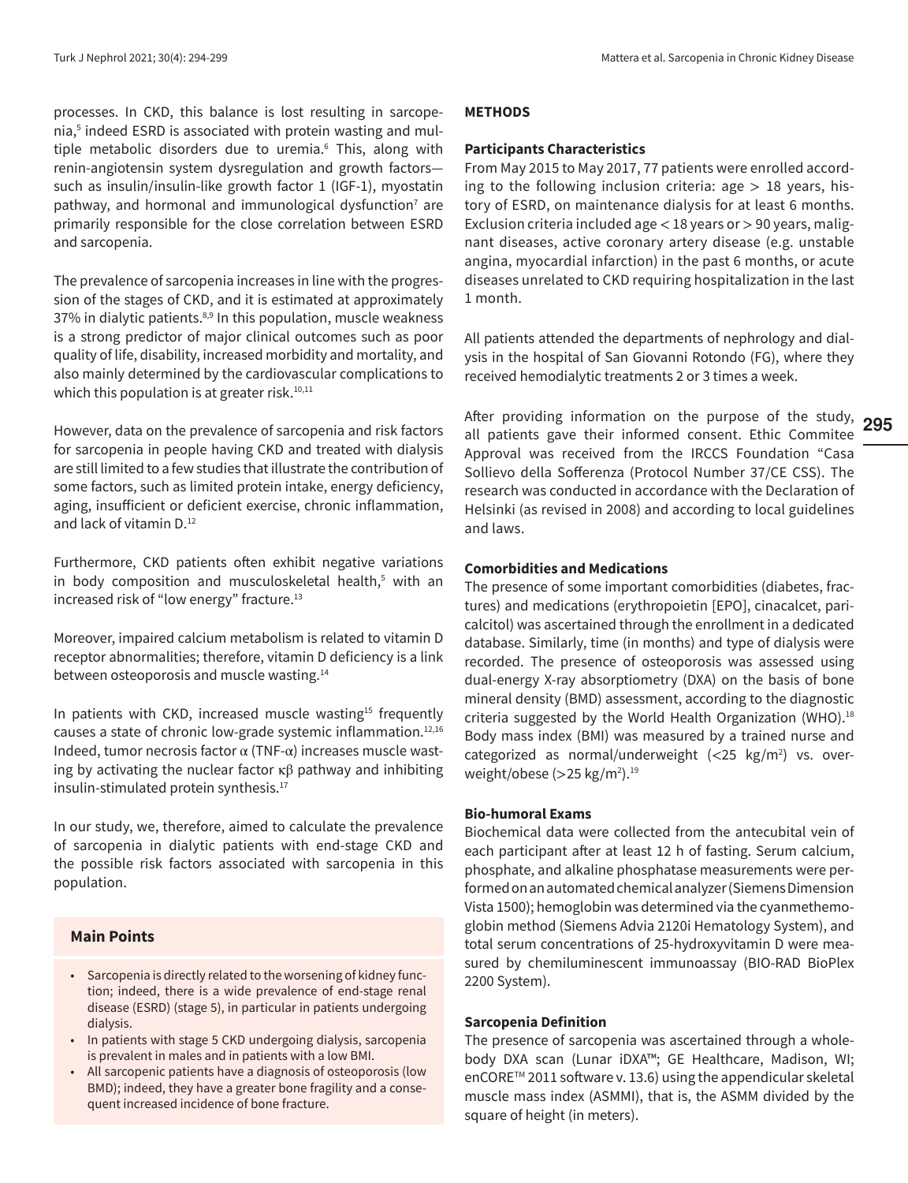processes. In CKD, this balance is lost resulting in sarcopenia,[5] indeed ESRD is associated with protein wasting and multiple metabolic disorders due to uremia.[6] This, along with renin-angiotensin system dysregulation and growth factors—such as insulin/insulin-like growth factor 1 (IGF-1), myostatin pathway, and hormonal and immunological dysfunction[7] are primarily responsible for the close correlation between ESRD and sarcopenia.

The prevalence of sarcopenia increases in line with the progression of the stages of CKD, and it is estimated at approximately 37% in dialytic patients.[8,9] In this population, muscle weakness is a strong predictor of major clinical outcomes such as poor quality of life, disability, increased morbidity and mortality, and also mainly determined by the cardiovascular complications to which this population is at greater risk.[10,11]

However, data on the prevalence of sarcopenia and risk factors for sarcopenia in people having CKD and treated with dialysis are still limited to a few studies that illustrate the contribution of some factors, such as limited protein intake, energy deficiency, aging, insufficient or deficient exercise, chronic inflammation, and lack of vitamin D.[12]

Furthermore, CKD patients often exhibit negative variations in body composition and musculoskeletal health,[5] with an increased risk of "low energy" fracture.[13]

Moreover, impaired calcium metabolism is related to vitamin D receptor abnormalities; therefore, vitamin D deficiency is a link between osteoporosis and muscle wasting.[14]

In patients with CKD, increased muscle wasting[15] frequently causes a state of chronic low-grade systemic inflammation.[12,16] Indeed, tumor necrosis factor $\alpha$ (TNF-$\alpha$) increases muscle wasting by activating the nuclear factor $\kappa\beta$ pathway and inhibiting insulin-stimulated protein synthesis.[17]

In our study, we, therefore, aimed to calculate the prevalence of sarcopenia in dialytic patients with end-stage CKD and the possible risk factors associated with sarcopenia in this population.

## Main Points

- Sarcopenia is directly related to the worsening of kidney function; indeed, there is a wide prevalence of end-stage renal disease (ESRD) (stage 5), in particular in patients undergoing dialysis.
- In patients with stage 5 CKD undergoing dialysis, sarcopenia is prevalent in males and in patients with a low BMI.
- All sarcopenic patients have a diagnosis of osteoporosis (low BMD); indeed, they have a greater bone fragility and a consequent increased incidence of bone fracture.

## METHODS

### Participants Characteristics

From May 2015 to May 2017, 77 patients were enrolled according to the following inclusion criteria: age > 18 years, history of ESRD, on maintenance dialysis for at least 6 months. Exclusion criteria included age < 18 years or > 90 years, malignant diseases, active coronary artery disease (e.g. unstable angina, myocardial infarction) in the past 6 months, or acute diseases unrelated to CKD requiring hospitalization in the last 1 month.

All patients attended the departments of nephrology and dialysis in the hospital of San Giovanni Rotondo (FG), where they received hemodialytic treatments 2 or 3 times a week.

After providing information on the purpose of the study, all patients gave their informed consent. Ethic Commitee Approval was received from the IRCCS Foundation "Casa Sollievo della Sofferenza (Protocol Number 37/CE CSS). The research was conducted in accordance with the Declaration of Helsinki (as revised in 2008) and according to local guidelines and laws.

### Comorbidities and Medications

The presence of some important comorbidities (diabetes, fractures) and medications (erythropoietin [EPO], cinacalcet, paricalcitol) was ascertained through the enrollment in a dedicated database. Similarly, time (in months) and type of dialysis were recorded. The presence of osteoporosis was assessed using dual-energy X-ray absorptiometry (DXA) on the basis of bone mineral density (BMD) assessment, according to the diagnostic criteria suggested by the World Health Organization (WHO).[18] Body mass index (BMI) was measured by a trained nurse and categorized as normal/underweight (<25 kg/m$^2$) vs. overweight/obese (>25 kg/m$^2$).[19]

### Bio-humoral Exams

Biochemical data were collected from the antecubital vein of each participant after at least 12 h of fasting. Serum calcium, phosphate, and alkaline phosphatase measurements were performed on an automated chemical analyzer (Siemens Dimension Vista 1500); hemoglobin was determined via the cyanmethemoglobin method (Siemens Advia 2120i Hematology System), and total serum concentrations of 25-hydroxyvitamin D were measured by chemiluminescent immunoassay (BIO-RAD BioPlex 2200 System).

### Sarcopenia Definition

The presence of sarcopenia was ascertained through a whole-body DXA scan (Lunar iDXA™; GE Healthcare, Madison, WI; enCORE™ 2011 software v. 13.6) using the appendicular skeletal muscle mass index (ASMMI), that is, the ASMM divided by the square of height (in meters).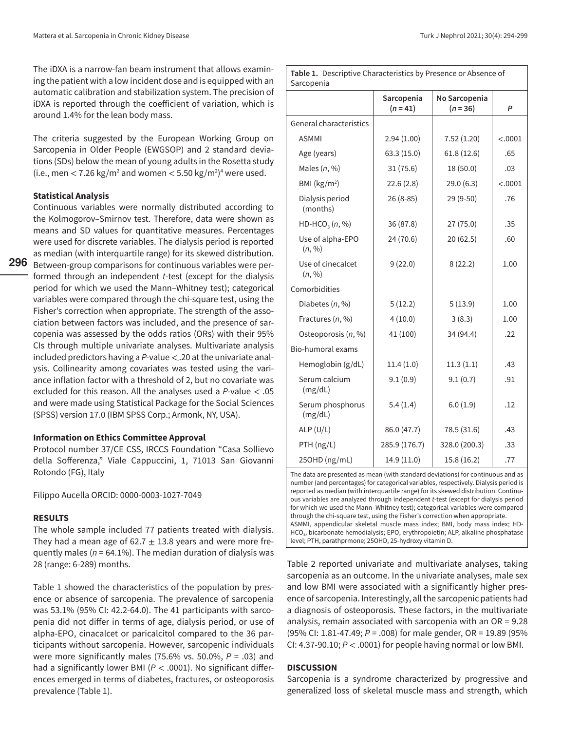The iDXA is a narrow-fan beam instrument that allows examining the patient with a low incident dose and is equipped with an automatic calibration and stabilization system. The precision of iDXA is reported through the coefficient of variation, which is around 1.4% for the lean body mass.

The criteria suggested by the European Working Group on Sarcopenia in Older People (EWGSOP) and 2 standard deviations (SDs) below the mean of young adults in the Rosetta study (i.e., men < 7.26 kg/m$^2$ and women < 5.50 kg/m$^2$)[4] were used.

**Statistical Analysis**

Continuous variables were normally distributed according to the Kolmogorov–Smirnov test. Therefore, data were shown as means and SD values for quantitative measures. Percentages were used for discrete variables. The dialysis period is reported as median (with interquartile range) for its skewed distribution. Between-group comparisons for continuous variables were performed through an independent *t*-test (except for the dialysis period for which we used the Mann–Whitney test); categorical variables were compared through the chi-square test, using the Fisher's correction when appropriate. The strength of the association between factors was included, and the presence of sarcopenia was assessed by the odds ratios (ORs) with their 95% CIs through multiple univariate analyses. Multivariate analysis included predictors having a *P*-value <.20 at the univariate analysis. Collinearity among covariates was tested using the variance inflation factor with a threshold of 2, but no covariate was excluded for this reason. All the analyses used a *P*-value < .05 and were made using Statistical Package for the Social Sciences (SPSS) version 17.0 (IBM SPSS Corp.; Armonk, NY, USA).

**Information on Ethics Committee Approval**

Protocol number 37/CE CSS, IRCCS Foundation "Casa Sollievo della Sofferenza," Viale Cappuccini, 1, 71013 San Giovanni Rotondo (FG), Italy

Filippo Aucella ORCID: 0000-0003-1027-7049

**RESULTS**

The whole sample included 77 patients treated with dialysis. They had a mean age of 62.7 ± 13.8 years and were more frequently males (*n* = 64.1%). The median duration of dialysis was 28 (range: 6-289) months.

Table 1 showed the characteristics of the population by presence or absence of sarcopenia. The prevalence of sarcopenia was 53.1% (95% CI: 42.2-64.0). The 41 participants with sarcopenia did not differ in terms of age, dialysis period, or use of alpha-EPO, cinacalcet or paricalcitol compared to the 36 participants without sarcopenia. However, sarcopenic individuals were more significantly males (75.6% vs. 50.0%, *P* = .03) and had a significantly lower BMI (*P* < .0001). No significant differences emerged in terms of diabetes, fractures, or osteoporosis prevalence (Table 1).

**Table 1.** Descriptive Characteristics by Presence or Absence of Sarcopenia

| | Sarcopenia (*n* = 41) | No Sarcopenia (*n* = 36) | *P* |
|---|---|---|---|
| General characteristics | | | |
| ASMMI | 2.94 (1.00) | 7.52 (1.20) | <.0001 |
| Age (years) | 63.3 (15.0) | 61.8 (12.6) | .65 |
| Males (*n*, %) | 31 (75.6) | 18 (50.0) | .03 |
| BMI (kg/m$^2$) | 22.6 (2.8) | 29.0 (6.3) | <.0001 |
| Dialysis period (months) | 26 (8-85) | 29 (9-50) | .76 |
| HD-$HCO_3$ (*n*, %) | 36 (87.8) | 27 (75.0) | .35 |
| Use of alpha-EPO (*n*, %) | 24 (70.6) | 20 (62.5) | .60 |
| Use of cinecalcet (*n*, %) | 9 (22.0) | 8 (22.2) | 1.00 |
| Comorbidities | | | |
| Diabetes (*n*, %) | 5 (12.2) | 5 (13.9) | 1.00 |
| Fractures (*n*, %) | 4 (10.0) | 3 (8.3) | 1.00 |
| Osteoporosis (*n*, %) | 41 (100) | 34 (94.4) | .22 |
| Bio-humoral exams | | | |
| Hemoglobin (g/dL) | 11.4 (1.0) | 11.3 (1.1) | .43 |
| Serum calcium (mg/dL) | 9.1 (0.9) | 9.1 (0.7) | .91 |
| Serum phosphorus (mg/dL) | 5.4 (1.4) | 6.0 (1.9) | .12 |
| ALP (U/L) | 86.0 (47.7) | 78.5 (31.6) | .43 |
| PTH (ng/L) | 285.9 (176.7) | 328.0 (200.3) | .33 |
| 25OHD (ng/mL) | 14.9 (11.0) | 15.8 (16.2) | .77 |

The data are presented as mean (with standard deviations) for continuous and as number (and percentages) for categorical variables, respectively. Dialysis period is reported as median (with interquartile range) for its skewed distribution. Continuous variables are analyzed through independent *t*-test (except for dialysis period for which we used the Mann–Whitney test); categorical variables were compared through the chi-square test, using the Fisher's correction when appropriate.
ASMMI, appendicular skeletal muscle mass index; BMI, body mass index; HD-$HCO_3$, bicarbonate hemodialysis; EPO, erythropoietin; ALP, alkaline phosphatase level; PTH, parathprmone; 25OHD, 25-hydroxy vitamin D.

Table 2 reported univariate and multivariate analyses, taking sarcopenia as an outcome. In the univariate analyses, male sex and low BMI were associated with a significantly higher presence of sarcopenia. Interestingly, all the sarcopenic patients had a diagnosis of osteoporosis. These factors, in the multivariate analysis, remain associated with sarcopenia with an OR = 9.28 (95% CI: 1.81-47.49; *P* = .008) for male gender, OR = 19.89 (95% CI: 4.37-90.10; *P* < .0001) for people having normal or low BMI.

**DISCUSSION**

Sarcopenia is a syndrome characterized by progressive and generalized loss of skeletal muscle mass and strength, which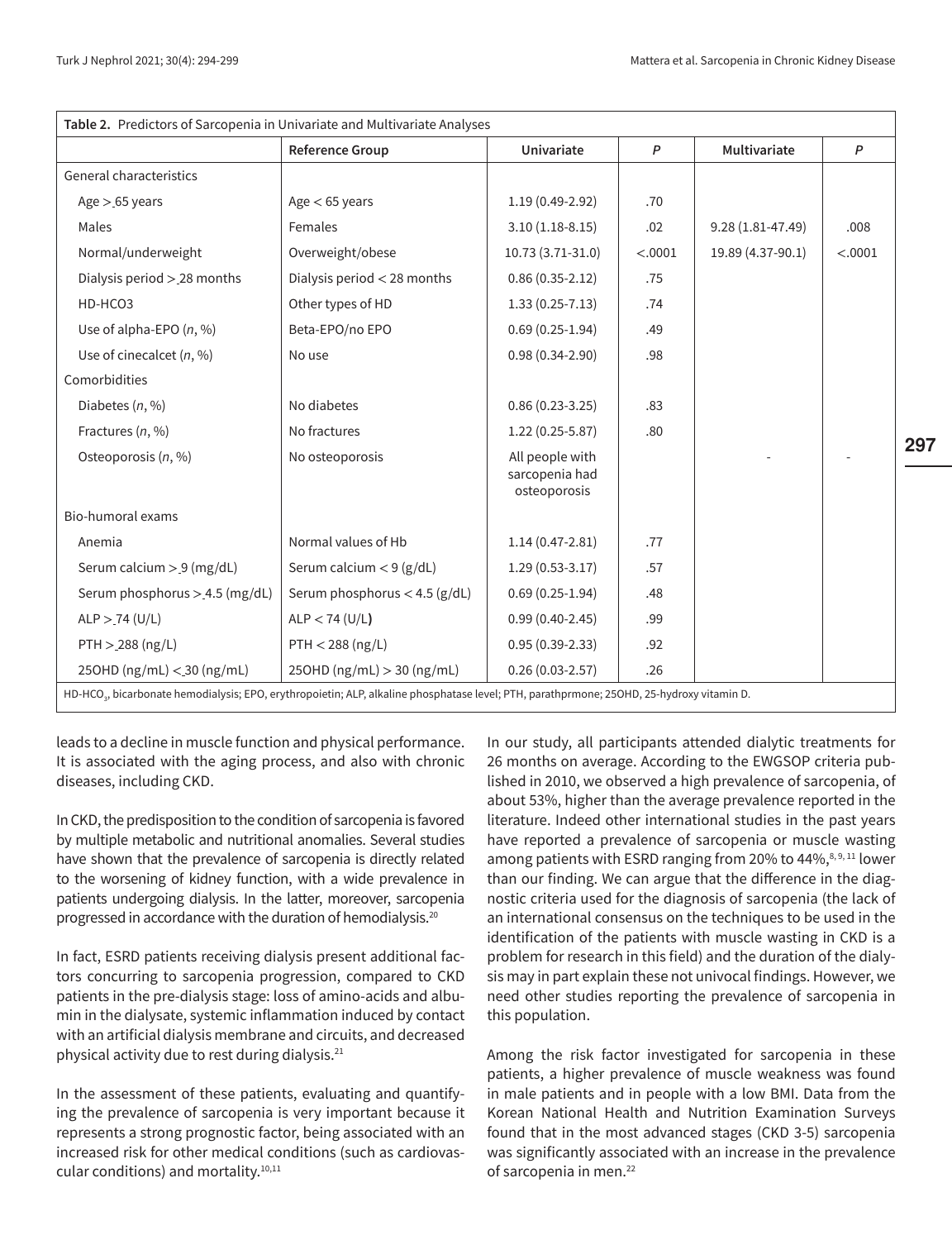**Table 2.** Predictors of Sarcopenia in Univariate and Multivariate Analyses

| | Reference Group | Univariate | *P* | Multivariate | *P* |
|---|---|---|---|---|---|
| General characteristics | | | | | |
| Age ≥ 65 years | Age < 65 years | 1.19 (0.49-2.92) | .70 | | |
| Males | Females | 3.10 (1.18-8.15) | .02 | 9.28 (1.81-47.49) | .008 |
| Normal/underweight | Overweight/obese | 10.73 (3.71-31.0) | <.0001 | 19.89 (4.37-90.1) | <.0001 |
| Dialysis period ≥ 28 months | Dialysis period < 28 months | 0.86 (0.35-2.12) | .75 | | |
| HD-HCO3 | Other types of HD | 1.33 (0.25-7.13) | .74 | | |
| Use of alpha-EPO (*n*, %) | Beta-EPO/no EPO | 0.69 (0.25-1.94) | .49 | | |
| Use of cinecalcet (*n*, %) | No use | 0.98 (0.34-2.90) | .98 | | |
| Comorbidities | | | | | |
| Diabetes (*n*, %) | No diabetes | 0.86 (0.23-3.25) | .83 | | |
| Fractures (*n*, %) | No fractures | 1.22 (0.25-5.87) | .80 | | |
| Osteoporosis (*n*, %) | No osteoporosis | All people with sarcopenia had osteoporosis | | - | - |
| Bio-humoral exams | | | | | |
| Anemia | Normal values of Hb | 1.14 (0.47-2.81) | .77 | | |
| Serum calcium ≥ 9 (mg/dL) | Serum calcium < 9 (g/dL) | 1.29 (0.53-3.17) | .57 | | |
| Serum phosphorus ≥ 4.5 (mg/dL) | Serum phosphorus < 4.5 (g/dL) | 0.69 (0.25-1.94) | .48 | | |
| ALP ≥ 74 (U/L) | ALP < 74 (U/L) | 0.99 (0.40-2.45) | .99 | | |
| PTH ≥ 288 (ng/L) | PTH < 288 (ng/L) | 0.95 (0.39-2.33) | .92 | | |
| 25OHD (ng/mL) ≤ 30 (ng/mL) | 25OHD (ng/mL) > 30 (ng/mL) | 0.26 (0.03-2.57) | .26 | | |

HD-$HCO_3$, bicarbonate hemodialysis; EPO, erythropoietin; ALP, alkaline phosphatase level; PTH, parathprmone; 25OHD, 25-hydroxy vitamin D.

leads to a decline in muscle function and physical performance. It is associated with the aging process, and also with chronic diseases, including CKD.

In CKD, the predisposition to the condition of sarcopenia is favored by multiple metabolic and nutritional anomalies. Several studies have shown that the prevalence of sarcopenia is directly related to the worsening of kidney function, with a wide prevalence in patients undergoing dialysis. In the latter, moreover, sarcopenia progressed in accordance with the duration of hemodialysis.[20]

In fact, ESRD patients receiving dialysis present additional factors concurring to sarcopenia progression, compared to CKD patients in the pre-dialysis stage: loss of amino-acids and albumin in the dialysate, systemic inflammation induced by contact with an artificial dialysis membrane and circuits, and decreased physical activity due to rest during dialysis.[21]

In the assessment of these patients, evaluating and quantifying the prevalence of sarcopenia is very important because it represents a strong prognostic factor, being associated with an increased risk for other medical conditions (such as cardiovascular conditions) and mortality.[10,11]

In our study, all participants attended dialytic treatments for 26 months on average. According to the EWGSOP criteria published in 2010, we observed a high prevalence of sarcopenia, of about 53%, higher than the average prevalence reported in the literature. Indeed other international studies in the past years have reported a prevalence of sarcopenia or muscle wasting among patients with ESRD ranging from 20% to 44%,[8, 9, 11] lower than our finding. We can argue that the difference in the diagnostic criteria used for the diagnosis of sarcopenia (the lack of an international consensus on the techniques to be used in the identification of the patients with muscle wasting in CKD is a problem for research in this field) and the duration of the dialysis may in part explain these not univocal findings. However, we need other studies reporting the prevalence of sarcopenia in this population.

Among the risk factor investigated for sarcopenia in these patients, a higher prevalence of muscle weakness was found in male patients and in people with a low BMI. Data from the Korean National Health and Nutrition Examination Surveys found that in the most advanced stages (CKD 3-5) sarcopenia was significantly associated with an increase in the prevalence of sarcopenia in men.[22]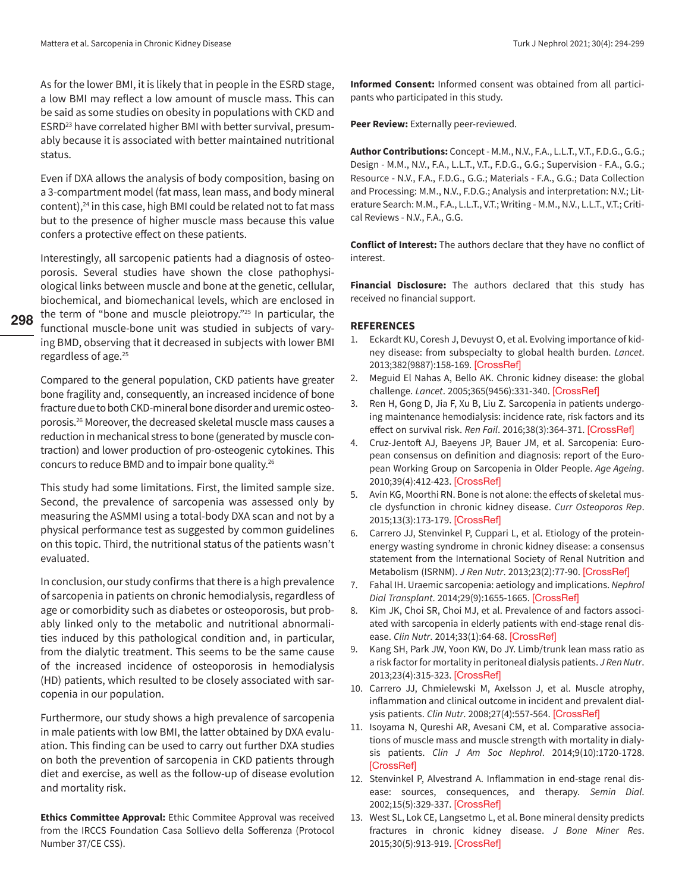As for the lower BMI, it is likely that in people in the ESRD stage, a low BMI may reflect a low amount of muscle mass. This can be said as some studies on obesity in populations with CKD and ESRD[23] have correlated higher BMI with better survival, presumably because it is associated with better maintained nutritional status.

Even if DXA allows the analysis of body composition, basing on a 3-compartment model (fat mass, lean mass, and body mineral content),[24] in this case, high BMI could be related not to fat mass but to the presence of higher muscle mass because this value confers a protective effect on these patients.

Interestingly, all sarcopenic patients had a diagnosis of osteoporosis. Several studies have shown the close pathophysiological links between muscle and bone at the genetic, cellular, biochemical, and biomechanical levels, which are enclosed in the term of "bone and muscle pleiotropy."[25] In particular, the functional muscle-bone unit was studied in subjects of varying BMD, observing that it decreased in subjects with lower BMI regardless of age.[25]

Compared to the general population, CKD patients have greater bone fragility and, consequently, an increased incidence of bone fracture due to both CKD-mineral bone disorder and uremic osteoporosis.[26] Moreover, the decreased skeletal muscle mass causes a reduction in mechanical stress to bone (generated by muscle contraction) and lower production of pro-osteogenic cytokines. This concurs to reduce BMD and to impair bone quality.[26]

This study had some limitations. First, the limited sample size. Second, the prevalence of sarcopenia was assessed only by measuring the ASMMI using a total-body DXA scan and not by a physical performance test as suggested by common guidelines on this topic. Third, the nutritional status of the patients wasn't evaluated.

In conclusion, our study confirms that there is a high prevalence of sarcopenia in patients on chronic hemodialysis, regardless of age or comorbidity such as diabetes or osteoporosis, but probably linked only to the metabolic and nutritional abnormalities induced by this pathological condition and, in particular, from the dialytic treatment. This seems to be the same cause of the increased incidence of osteoporosis in hemodialysis (HD) patients, which resulted to be closely associated with sarcopenia in our population.

Furthermore, our study shows a high prevalence of sarcopenia in male patients with low BMI, the latter obtained by DXA evaluation. This finding can be used to carry out further DXA studies on both the prevention of sarcopenia in CKD patients through diet and exercise, as well as the follow-up of disease evolution and mortality risk.

**Ethics Committee Approval:** Ethic Commitee Approval was received from the IRCCS Foundation Casa Sollievo della Sofferenza (Protocol Number 37/CE CSS).

**Informed Consent:** Informed consent was obtained from all participants who participated in this study.

**Peer Review:** Externally peer-reviewed.

**Author Contributions:** Concept - M.M., N.V., F.A., L.L.T., V.T., F.D.G., G.G.; Design - M.M., N.V., F.A., L.L.T., V.T., F.D.G., G.G.; Supervision - F.A., G.G.; Resource - N.V., F.A., F.D.G., G.G.; Materials - F.A., G.G.; Data Collection and Processing: M.M., N.V., F.D.G.; Analysis and interpretation: N.V.; Literature Search: M.M., F.A., L.L.T., V.T.; Writing - M.M., N.V., L.L.T., V.T.; Critical Reviews - N.V., F.A., G.G.

**Conflict of Interest:** The authors declare that they have no conflict of interest.

**Financial Disclosure:** The authors declared that this study has received no financial support.

## REFERENCES

1. Eckardt KU, Coresh J, Devuyst O, et al. Evolving importance of kidney disease: from subspecialty to global health burden. *Lancet*. 2013;382(9887):158-169. [CrossRef]
2. Meguid El Nahas A, Bello AK. Chronic kidney disease: the global challenge. *Lancet*. 2005;365(9456):331-340. [CrossRef]
3. Ren H, Gong D, Jia F, Xu B, Liu Z. Sarcopenia in patients undergoing maintenance hemodialysis: incidence rate, risk factors and its effect on survival risk. *Ren Fail*. 2016;38(3):364-371. [CrossRef]
4. Cruz-Jentoft AJ, Baeyens JP, Bauer JM, et al. Sarcopenia: European consensus on definition and diagnosis: report of the European Working Group on Sarcopenia in Older People. *Age Ageing*. 2010;39(4):412-423. [CrossRef]
5. Avin KG, Moorthi RN. Bone is not alone: the effects of skeletal muscle dysfunction in chronic kidney disease. *Curr Osteoporos Rep*. 2015;13(3):173-179. [CrossRef]
6. Carrero JJ, Stenvinkel P, Cuppari L, et al. Etiology of the protein-energy wasting syndrome in chronic kidney disease: a consensus statement from the International Society of Renal Nutrition and Metabolism (ISRNM). *J Ren Nutr*. 2013;23(2):77-90. [CrossRef]
7. Fahal IH. Uraemic sarcopenia: aetiology and implications. *Nephrol Dial Transplant*. 2014;29(9):1655-1665. [CrossRef]
8. Kim JK, Choi SR, Choi MJ, et al. Prevalence of and factors associated with sarcopenia in elderly patients with end-stage renal disease. *Clin Nutr*. 2014;33(1):64-68. [CrossRef]
9. Kang SH, Park JW, Yoon KW, Do JY. Limb/trunk lean mass ratio as a risk factor for mortality in peritoneal dialysis patients. *J Ren Nutr*. 2013;23(4):315-323. [CrossRef]
10. Carrero JJ, Chmielewski M, Axelsson J, et al. Muscle atrophy, inflammation and clinical outcome in incident and prevalent dialysis patients. *Clin Nutr*. 2008;27(4):557-564. [CrossRef]
11. Isoyama N, Qureshi AR, Avesani CM, et al. Comparative associations of muscle mass and muscle strength with mortality in dialysis patients. *Clin J Am Soc Nephrol*. 2014;9(10):1720-1728. [CrossRef]
12. Stenvinkel P, Alvestrand A. Inflammation in end-stage renal disease: sources, consequences, and therapy. *Semin Dial*. 2002;15(5):329-337. [CrossRef]
13. West SL, Lok CE, Langsetmo L, et al. Bone mineral density predicts fractures in chronic kidney disease. *J Bone Miner Res*. 2015;30(5):913-919. [CrossRef]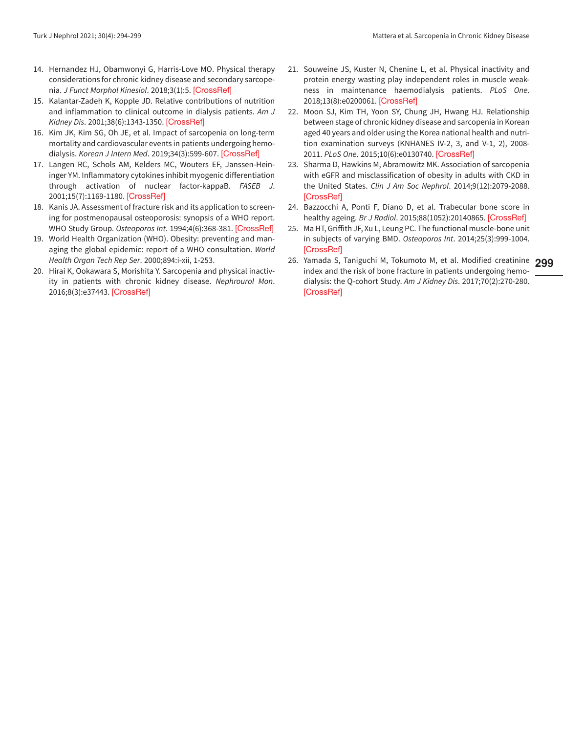14. Hernandez HJ, Obamwonyi G, Harris-Love MO. Physical therapy considerations for chronic kidney disease and secondary sarcopenia. *J Funct Morphol Kinesiol*. 2018;3(1):5. [CrossRef]
15. Kalantar-Zadeh K, Kopple JD. Relative contributions of nutrition and inflammation to clinical outcome in dialysis patients. *Am J Kidney Dis*. 2001;38(6):1343-1350. [CrossRef]
16. Kim JK, Kim SG, Oh JE, et al. Impact of sarcopenia on long-term mortality and cardiovascular events in patients undergoing hemodialysis. *Korean J Intern Med*. 2019;34(3):599-607. [CrossRef]
17. Langen RC, Schols AM, Kelders MC, Wouters EF, Janssen-Heininger YM. Inflammatory cytokines inhibit myogenic differentiation through activation of nuclear factor-kappaB. *FASEB J*. 2001;15(7):1169-1180. [CrossRef]
18. Kanis JA. Assessment of fracture risk and its application to screening for postmenopausal osteoporosis: synopsis of a WHO report. WHO Study Group. *Osteoporos Int*. 1994;4(6):368-381. [CrossRef]
19. World Health Organization (WHO). Obesity: preventing and managing the global epidemic: report of a WHO consultation. *World Health Organ Tech Rep Ser*. 2000;894:i-xii, 1-253.
20. Hirai K, Ookawara S, Morishita Y. Sarcopenia and physical inactivity in patients with chronic kidney disease. *Nephrourol Mon*. 2016;8(3):e37443. [CrossRef]
21. Souweine JS, Kuster N, Chenine L, et al. Physical inactivity and protein energy wasting play independent roles in muscle weakness in maintenance haemodialysis patients. *PLoS One*. 2018;13(8):e0200061. [CrossRef]
22. Moon SJ, Kim TH, Yoon SY, Chung JH, Hwang HJ. Relationship between stage of chronic kidney disease and sarcopenia in Korean aged 40 years and older using the Korea national health and nutrition examination surveys (KNHANES IV-2, 3, and V-1, 2), 2008-2011. *PLoS One*. 2015;10(6):e0130740. [CrossRef]
23. Sharma D, Hawkins M, Abramowitz MK. Association of sarcopenia with eGFR and misclassification of obesity in adults with CKD in the United States. *Clin J Am Soc Nephrol*. 2014;9(12):2079-2088. [CrossRef]
24. Bazzocchi A, Ponti F, Diano D, et al. Trabecular bone score in healthy ageing. *Br J Radiol*. 2015;88(1052):20140865. [CrossRef]
25. Ma HT, Griffith JF, Xu L, Leung PC. The functional muscle-bone unit in subjects of varying BMD. *Osteoporos Int*. 2014;25(3):999-1004. [CrossRef]
26. Yamada S, Taniguchi M, Tokumoto M, et al. Modified creatinine index and the risk of bone fracture in patients undergoing hemodialysis: the Q-cohort Study. *Am J Kidney Dis*. 2017;70(2):270-280. [CrossRef]